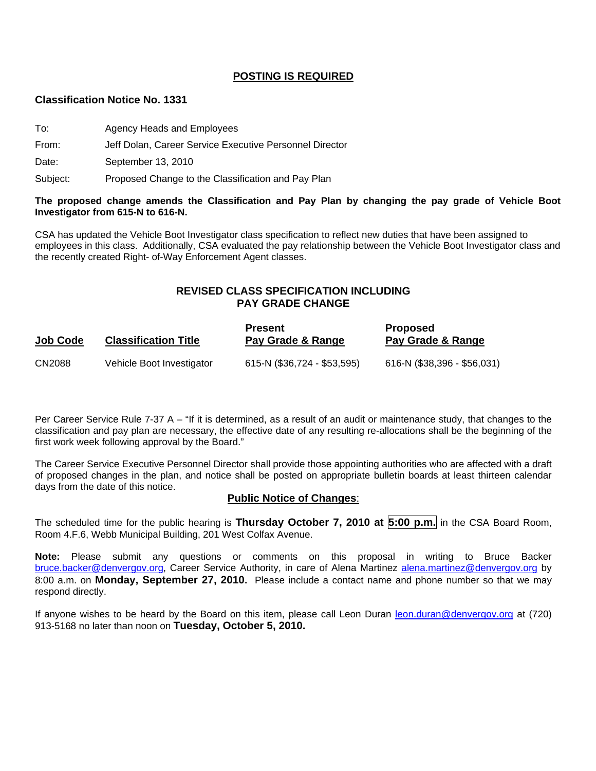**POSTING IS REQUIRED**

**Classification Notice No. 1331**

To: Agency Heads and Employees

From: Jeff Dolan, Career Service Executive Personnel Director

Date: September 13, 2010

Subject: Proposed Change to the Classification and Pay Plan

**The proposed change amends the Classification and Pay Plan by changing the pay grade of Vehicle Boot Investigator from 615-N to 616-N.**

CSA has updated the Vehicle Boot Investigator class specification to reflect new duties that have been assigned to employees in this class. Additionally, CSA evaluated the pay relationship between the Vehicle Boot Investigator class and the recently created Right- of-Way Enforcement Agent classes.

## REVISED CLASS SPECIFICATION INCLUDING PAY GRADE CHANGE

| Job Code | Classification Title | Present Pay Grade & Range | Proposed Pay Grade & Range |
|---|---|---|---|
| CN2088 | Vehicle Boot Investigator | 615-N ($36,724 - $53,595) | 616-N ($38,396 - $56,031) |

Per Career Service Rule 7-37 A – "If it is determined, as a result of an audit or maintenance study, that changes to the classification and pay plan are necessary, the effective date of any resulting re-allocations shall be the beginning of the first work week following approval by the Board."

The Career Service Executive Personnel Director shall provide those appointing authorities who are affected with a draft of proposed changes in the plan, and notice shall be posted on appropriate bulletin boards at least thirteen calendar days from the date of this notice.

**Public Notice of Changes**:

The scheduled time for the public hearing is **Thursday October 7, 2010 at 5:00 p.m.** in the CSA Board Room, Room 4.F.6, Webb Municipal Building, 201 West Colfax Avenue.

**Note:** Please submit any questions or comments on this proposal in writing to Bruce Backer bruce.backer@denvergov.org, Career Service Authority, in care of Alena Martinez alena.martinez@denvergov.org by 8:00 a.m. on **Monday, September 27, 2010.** Please include a contact name and phone number so that we may respond directly.

If anyone wishes to be heard by the Board on this item, please call Leon Duran leon.duran@denvergov.org at (720) 913-5168 no later than noon on **Tuesday, October 5, 2010.**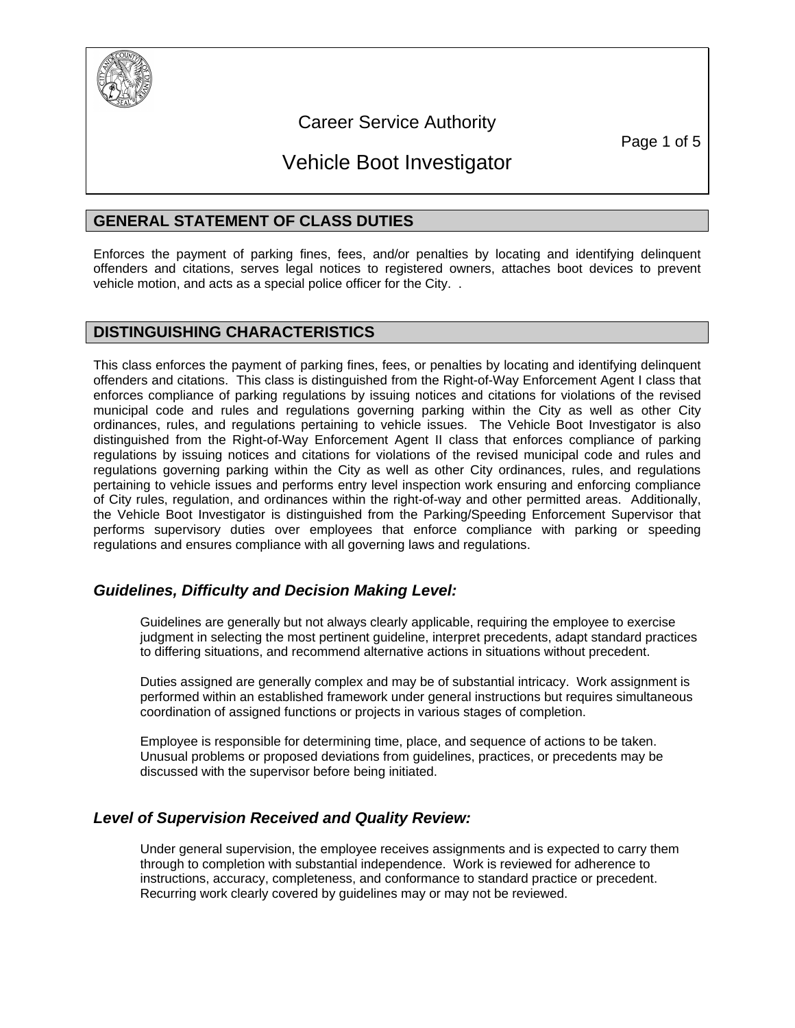Career Service Authority

# Vehicle Boot Investigator

## GENERAL STATEMENT OF CLASS DUTIES

Enforces the payment of parking fines, fees, and/or penalties by locating and identifying delinquent offenders and citations, serves legal notices to registered owners, attaches boot devices to prevent vehicle motion, and acts as a special police officer for the City. .

## DISTINGUISHING CHARACTERISTICS

This class enforces the payment of parking fines, fees, or penalties by locating and identifying delinquent offenders and citations. This class is distinguished from the Right-of-Way Enforcement Agent I class that enforces compliance of parking regulations by issuing notices and citations for violations of the revised municipal code and rules and regulations governing parking within the City as well as other City ordinances, rules, and regulations pertaining to vehicle issues. The Vehicle Boot Investigator is also distinguished from the Right-of-Way Enforcement Agent II class that enforces compliance of parking regulations by issuing notices and citations for violations of the revised municipal code and rules and regulations governing parking within the City as well as other City ordinances, rules, and regulations pertaining to vehicle issues and performs entry level inspection work ensuring and enforcing compliance of City rules, regulation, and ordinances within the right-of-way and other permitted areas. Additionally, the Vehicle Boot Investigator is distinguished from the Parking/Speeding Enforcement Supervisor that performs supervisory duties over employees that enforce compliance with parking or speeding regulations and ensures compliance with all governing laws and regulations.

### *Guidelines, Difficulty and Decision Making Level:*

Guidelines are generally but not always clearly applicable, requiring the employee to exercise judgment in selecting the most pertinent guideline, interpret precedents, adapt standard practices to differing situations, and recommend alternative actions in situations without precedent.

Duties assigned are generally complex and may be of substantial intricacy. Work assignment is performed within an established framework under general instructions but requires simultaneous coordination of assigned functions or projects in various stages of completion.

Employee is responsible for determining time, place, and sequence of actions to be taken. Unusual problems or proposed deviations from guidelines, practices, or precedents may be discussed with the supervisor before being initiated.

### *Level of Supervision Received and Quality Review:*

Under general supervision, the employee receives assignments and is expected to carry them through to completion with substantial independence. Work is reviewed for adherence to instructions, accuracy, completeness, and conformance to standard practice or precedent. Recurring work clearly covered by guidelines may or may not be reviewed.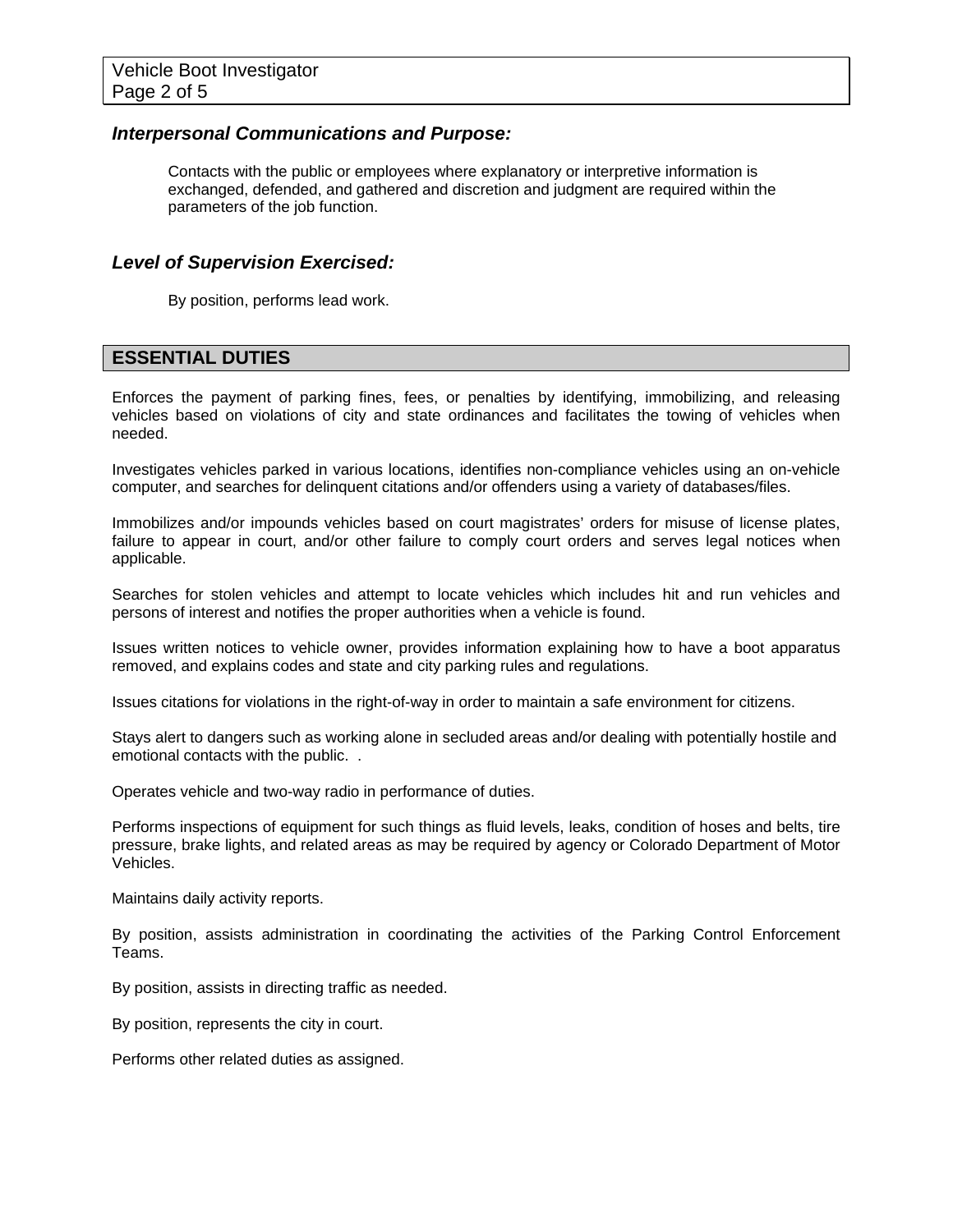### *Interpersonal Communications and Purpose:*

Contacts with the public or employees where explanatory or interpretive information is exchanged, defended, and gathered and discretion and judgment are required within the parameters of the job function.

### *Level of Supervision Exercised:*

By position, performs lead work.

## ESSENTIAL DUTIES

Enforces the payment of parking fines, fees, or penalties by identifying, immobilizing, and releasing vehicles based on violations of city and state ordinances and facilitates the towing of vehicles when needed.

Investigates vehicles parked in various locations, identifies non-compliance vehicles using an on-vehicle computer, and searches for delinquent citations and/or offenders using a variety of databases/files.

Immobilizes and/or impounds vehicles based on court magistrates' orders for misuse of license plates, failure to appear in court, and/or other failure to comply court orders and serves legal notices when applicable.

Searches for stolen vehicles and attempt to locate vehicles which includes hit and run vehicles and persons of interest and notifies the proper authorities when a vehicle is found.

Issues written notices to vehicle owner, provides information explaining how to have a boot apparatus removed, and explains codes and state and city parking rules and regulations.

Issues citations for violations in the right-of-way in order to maintain a safe environment for citizens.

Stays alert to dangers such as working alone in secluded areas and/or dealing with potentially hostile and emotional contacts with the public. .

Operates vehicle and two-way radio in performance of duties.

Performs inspections of equipment for such things as fluid levels, leaks, condition of hoses and belts, tire pressure, brake lights, and related areas as may be required by agency or Colorado Department of Motor Vehicles.

Maintains daily activity reports.

By position, assists administration in coordinating the activities of the Parking Control Enforcement Teams.

By position, assists in directing traffic as needed.

By position, represents the city in court.

Performs other related duties as assigned.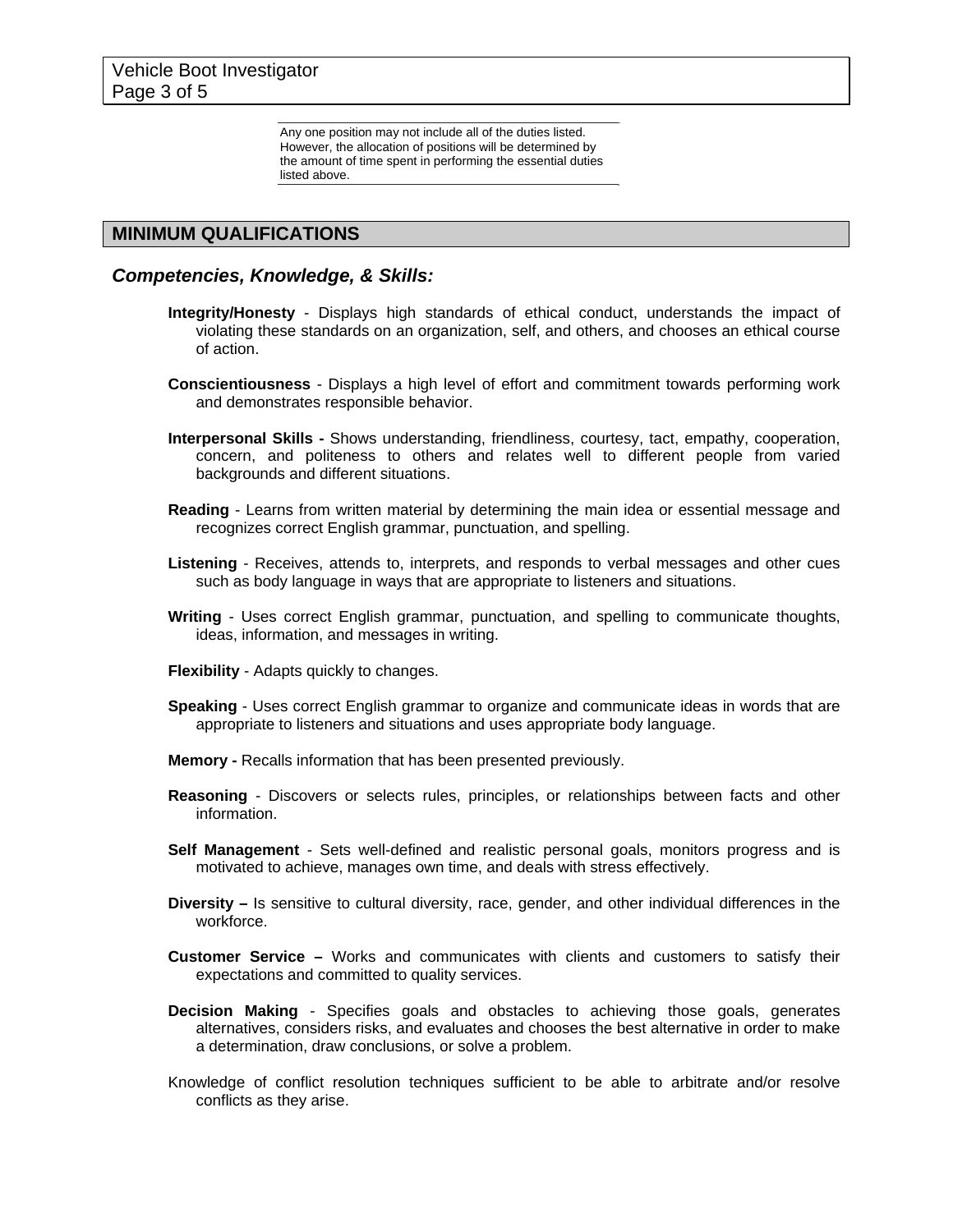Any one position may not include all of the duties listed. However, the allocation of positions will be determined by the amount of time spent in performing the essential duties listed above.

## MINIMUM QUALIFICATIONS

### *Competencies, Knowledge, & Skills:*

**Integrity/Honesty** - Displays high standards of ethical conduct, understands the impact of violating these standards on an organization, self, and others, and chooses an ethical course of action.

**Conscientiousness** - Displays a high level of effort and commitment towards performing work and demonstrates responsible behavior.

**Interpersonal Skills -** Shows understanding, friendliness, courtesy, tact, empathy, cooperation, concern, and politeness to others and relates well to different people from varied backgrounds and different situations.

**Reading** - Learns from written material by determining the main idea or essential message and recognizes correct English grammar, punctuation, and spelling.

**Listening** - Receives, attends to, interprets, and responds to verbal messages and other cues such as body language in ways that are appropriate to listeners and situations.

**Writing** - Uses correct English grammar, punctuation, and spelling to communicate thoughts, ideas, information, and messages in writing.

**Flexibility** - Adapts quickly to changes.

**Speaking** - Uses correct English grammar to organize and communicate ideas in words that are appropriate to listeners and situations and uses appropriate body language.

**Memory -** Recalls information that has been presented previously.

**Reasoning** - Discovers or selects rules, principles, or relationships between facts and other information.

**Self Management** - Sets well-defined and realistic personal goals, monitors progress and is motivated to achieve, manages own time, and deals with stress effectively.

**Diversity –** Is sensitive to cultural diversity, race, gender, and other individual differences in the workforce.

**Customer Service –** Works and communicates with clients and customers to satisfy their expectations and committed to quality services.

**Decision Making** - Specifies goals and obstacles to achieving those goals, generates alternatives, considers risks, and evaluates and chooses the best alternative in order to make a determination, draw conclusions, or solve a problem.

Knowledge of conflict resolution techniques sufficient to be able to arbitrate and/or resolve conflicts as they arise.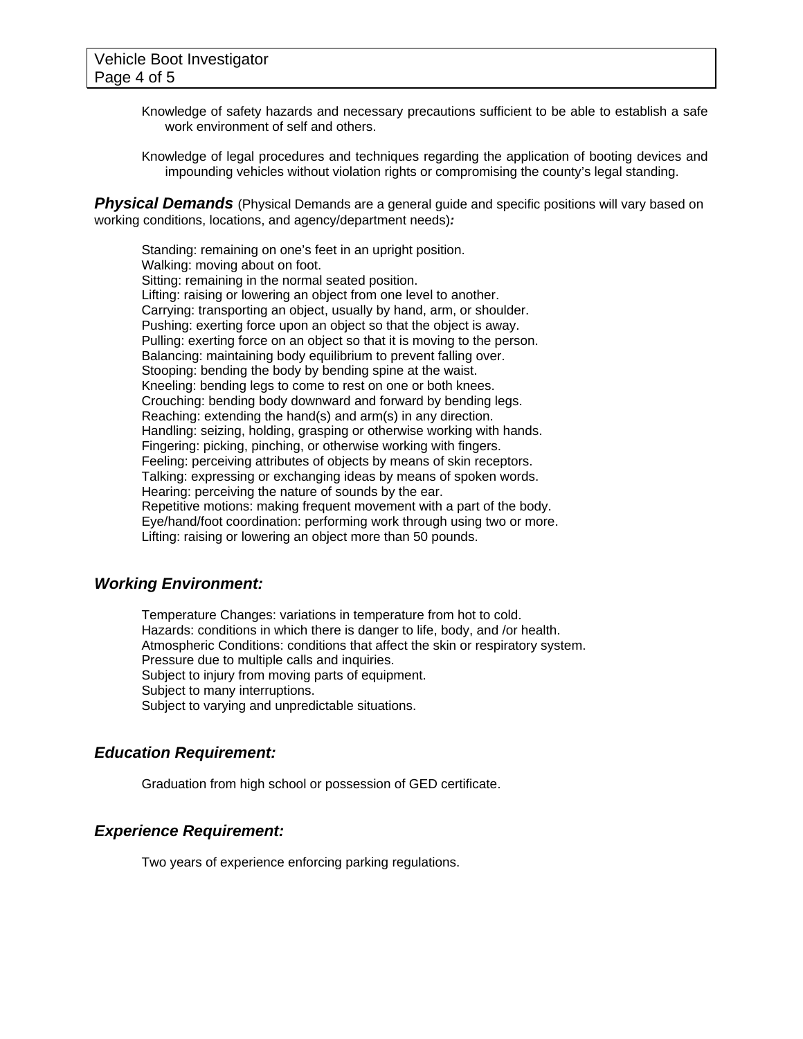Knowledge of safety hazards and necessary precautions sufficient to be able to establish a safe work environment of self and others.

Knowledge of legal procedures and techniques regarding the application of booting devices and impounding vehicles without violation rights or compromising the county's legal standing.

***Physical Demands*** (Physical Demands are a general guide and specific positions will vary based on working conditions, locations, and agency/department needs)***:***

Standing: remaining on one's feet in an upright position.
Walking: moving about on foot.
Sitting: remaining in the normal seated position.
Lifting: raising or lowering an object from one level to another.
Carrying: transporting an object, usually by hand, arm, or shoulder.
Pushing: exerting force upon an object so that the object is away.
Pulling: exerting force on an object so that it is moving to the person.
Balancing: maintaining body equilibrium to prevent falling over.
Stooping: bending the body by bending spine at the waist.
Kneeling: bending legs to come to rest on one or both knees.
Crouching: bending body downward and forward by bending legs.
Reaching: extending the hand(s) and arm(s) in any direction.
Handling: seizing, holding, grasping or otherwise working with hands.
Fingering: picking, pinching, or otherwise working with fingers.
Feeling: perceiving attributes of objects by means of skin receptors.
Talking: expressing or exchanging ideas by means of spoken words.
Hearing: perceiving the nature of sounds by the ear.
Repetitive motions: making frequent movement with a part of the body.
Eye/hand/foot coordination: performing work through using two or more.
Lifting: raising or lowering an object more than 50 pounds.

### *Working Environment:*

Temperature Changes: variations in temperature from hot to cold.
Hazards: conditions in which there is danger to life, body, and /or health.
Atmospheric Conditions: conditions that affect the skin or respiratory system.
Pressure due to multiple calls and inquiries.
Subject to injury from moving parts of equipment.
Subject to many interruptions.
Subject to varying and unpredictable situations.

### *Education Requirement:*

Graduation from high school or possession of GED certificate.

### *Experience Requirement:*

Two years of experience enforcing parking regulations.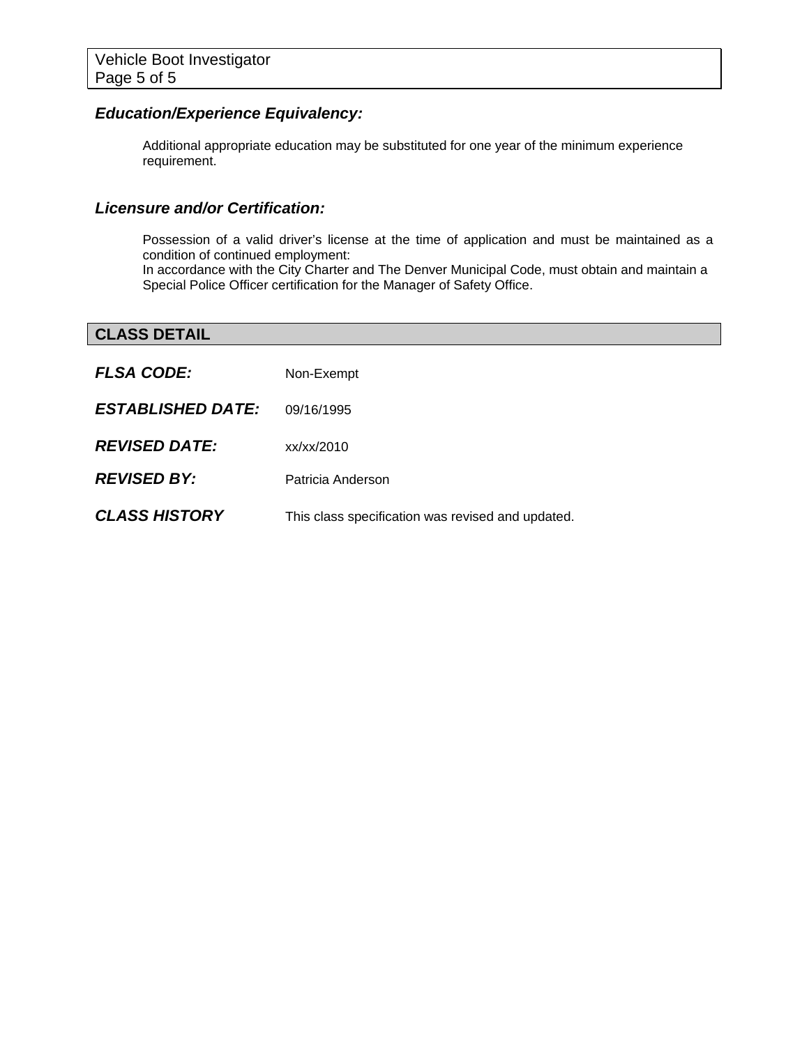### *Education/Experience Equivalency:*

Additional appropriate education may be substituted for one year of the minimum experience requirement.

### *Licensure and/or Certification:*

Possession of a valid driver's license at the time of application and must be maintained as a condition of continued employment:
In accordance with the City Charter and The Denver Municipal Code, must obtain and maintain a Special Police Officer certification for the Manager of Safety Office.

## CLASS DETAIL

| | |
|---|---|
| ***FLSA CODE:*** | Non-Exempt |
| ***ESTABLISHED DATE:*** | 09/16/1995 |
| ***REVISED DATE:*** | xx/xx/2010 |
| ***REVISED BY:*** | Patricia Anderson |
| ***CLASS HISTORY*** | This class specification was revised and updated. |